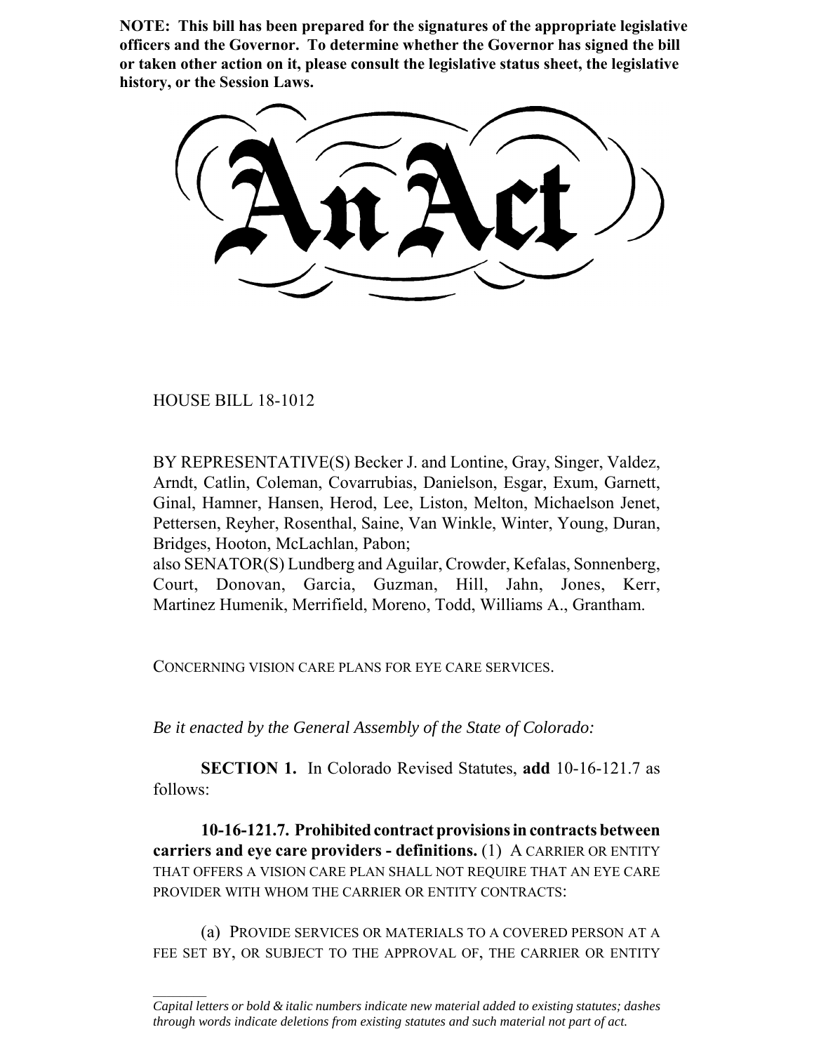**NOTE: This bill has been prepared for the signatures of the appropriate legislative officers and the Governor. To determine whether the Governor has signed the bill or taken other action on it, please consult the legislative status sheet, the legislative history, or the Session Laws.**

# An Act

HOUSE BILL 18-1012

BY REPRESENTATIVE(S) Becker J. and Lontine, Gray, Singer, Valdez, Arndt, Catlin, Coleman, Covarrubias, Danielson, Esgar, Exum, Garnett, Ginal, Hamner, Hansen, Herod, Lee, Liston, Melton, Michaelson Jenet, Pettersen, Reyher, Rosenthal, Saine, Van Winkle, Winter, Young, Duran, Bridges, Hooton, McLachlan, Pabon;
also SENATOR(S) Lundberg and Aguilar, Crowder, Kefalas, Sonnenberg, Court, Donovan, Garcia, Guzman, Hill, Jahn, Jones, Kerr, Martinez Humenik, Merrifield, Moreno, Todd, Williams A., Grantham.

CONCERNING VISION CARE PLANS FOR EYE CARE SERVICES.

*Be it enacted by the General Assembly of the State of Colorado:*

**SECTION 1.** In Colorado Revised Statutes, **add** 10-16-121.7 as follows:

**10-16-121.7. Prohibited contract provisions in contracts between carriers and eye care providers - definitions.** (1) A CARRIER OR ENTITY THAT OFFERS A VISION CARE PLAN SHALL NOT REQUIRE THAT AN EYE CARE PROVIDER WITH WHOM THE CARRIER OR ENTITY CONTRACTS:

(a) PROVIDE SERVICES OR MATERIALS TO A COVERED PERSON AT A FEE SET BY, OR SUBJECT TO THE APPROVAL OF, THE CARRIER OR ENTITY

*Capital letters or bold & italic numbers indicate new material added to existing statutes; dashes through words indicate deletions from existing statutes and such material not part of act.*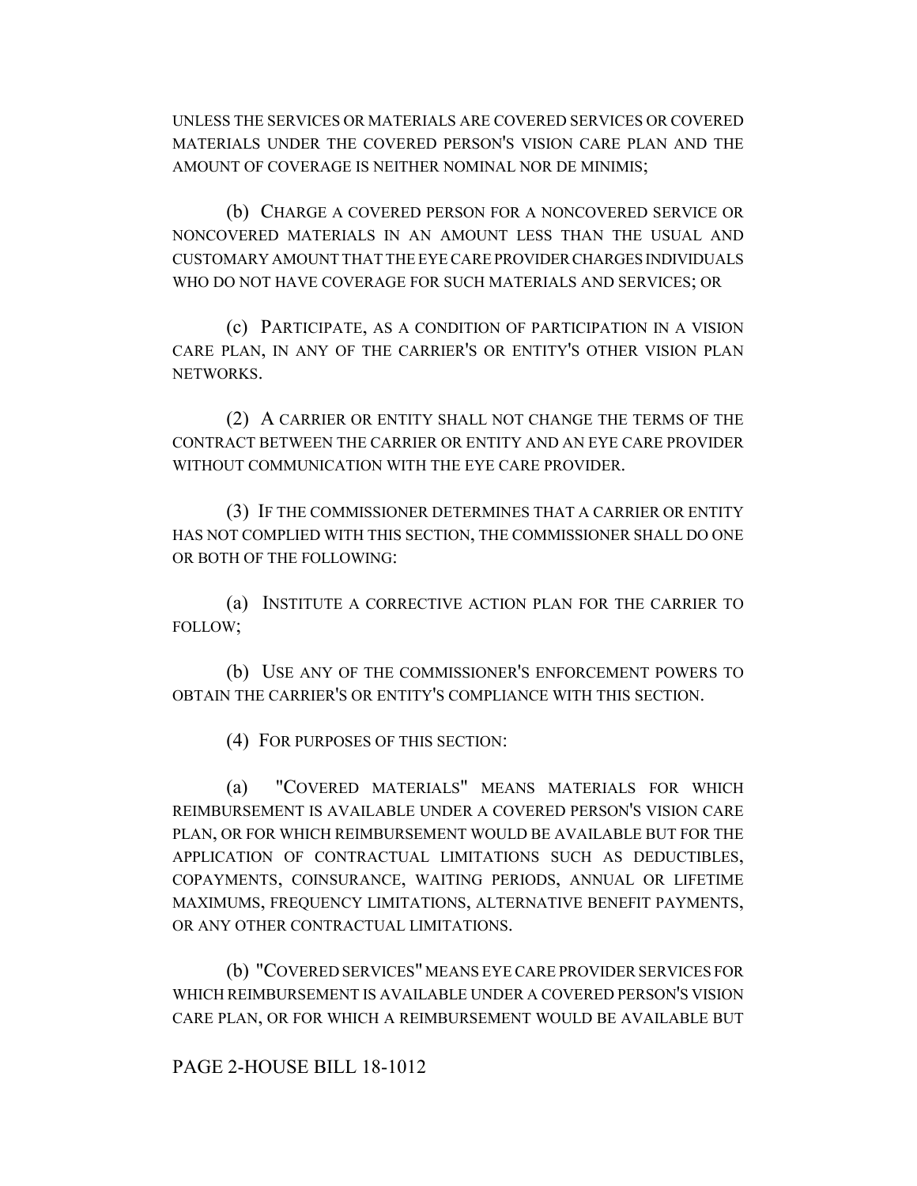UNLESS THE SERVICES OR MATERIALS ARE COVERED SERVICES OR COVERED MATERIALS UNDER THE COVERED PERSON'S VISION CARE PLAN AND THE AMOUNT OF COVERAGE IS NEITHER NOMINAL NOR DE MINIMIS;

(b) CHARGE A COVERED PERSON FOR A NONCOVERED SERVICE OR NONCOVERED MATERIALS IN AN AMOUNT LESS THAN THE USUAL AND CUSTOMARY AMOUNT THAT THE EYE CARE PROVIDER CHARGES INDIVIDUALS WHO DO NOT HAVE COVERAGE FOR SUCH MATERIALS AND SERVICES; OR

(c) PARTICIPATE, AS A CONDITION OF PARTICIPATION IN A VISION CARE PLAN, IN ANY OF THE CARRIER'S OR ENTITY'S OTHER VISION PLAN NETWORKS.

(2) A CARRIER OR ENTITY SHALL NOT CHANGE THE TERMS OF THE CONTRACT BETWEEN THE CARRIER OR ENTITY AND AN EYE CARE PROVIDER WITHOUT COMMUNICATION WITH THE EYE CARE PROVIDER.

(3) IF THE COMMISSIONER DETERMINES THAT A CARRIER OR ENTITY HAS NOT COMPLIED WITH THIS SECTION, THE COMMISSIONER SHALL DO ONE OR BOTH OF THE FOLLOWING:

(a) INSTITUTE A CORRECTIVE ACTION PLAN FOR THE CARRIER TO FOLLOW;

(b) USE ANY OF THE COMMISSIONER'S ENFORCEMENT POWERS TO OBTAIN THE CARRIER'S OR ENTITY'S COMPLIANCE WITH THIS SECTION.

(4) FOR PURPOSES OF THIS SECTION:

(a) "COVERED MATERIALS" MEANS MATERIALS FOR WHICH REIMBURSEMENT IS AVAILABLE UNDER A COVERED PERSON'S VISION CARE PLAN, OR FOR WHICH REIMBURSEMENT WOULD BE AVAILABLE BUT FOR THE APPLICATION OF CONTRACTUAL LIMITATIONS SUCH AS DEDUCTIBLES, COPAYMENTS, COINSURANCE, WAITING PERIODS, ANNUAL OR LIFETIME MAXIMUMS, FREQUENCY LIMITATIONS, ALTERNATIVE BENEFIT PAYMENTS, OR ANY OTHER CONTRACTUAL LIMITATIONS.

(b) "COVERED SERVICES" MEANS EYE CARE PROVIDER SERVICES FOR WHICH REIMBURSEMENT IS AVAILABLE UNDER A COVERED PERSON'S VISION CARE PLAN, OR FOR WHICH A REIMBURSEMENT WOULD BE AVAILABLE BUT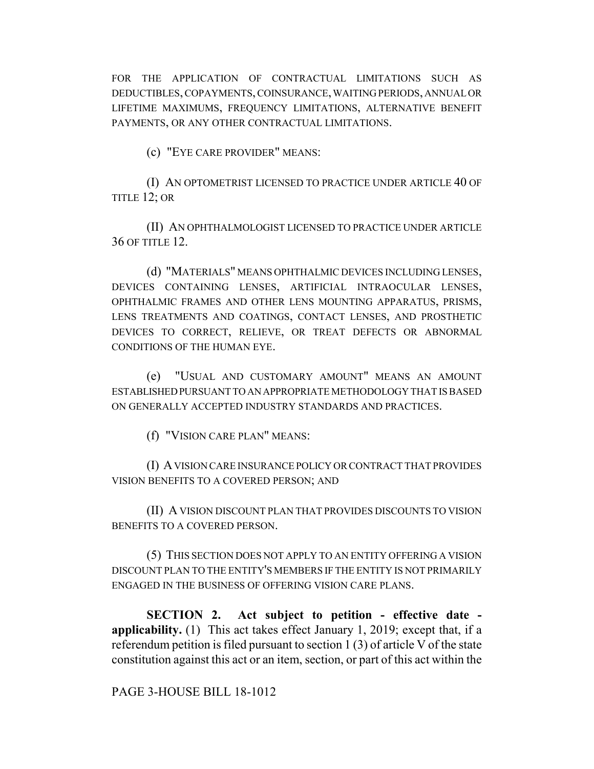FOR THE APPLICATION OF CONTRACTUAL LIMITATIONS SUCH AS DEDUCTIBLES, COPAYMENTS, COINSURANCE, WAITING PERIODS, ANNUAL OR LIFETIME MAXIMUMS, FREQUENCY LIMITATIONS, ALTERNATIVE BENEFIT PAYMENTS, OR ANY OTHER CONTRACTUAL LIMITATIONS.

(c) "EYE CARE PROVIDER" MEANS:

(I) AN OPTOMETRIST LICENSED TO PRACTICE UNDER ARTICLE 40 OF TITLE 12; OR

(II) AN OPHTHALMOLOGIST LICENSED TO PRACTICE UNDER ARTICLE 36 OF TITLE 12.

(d) "MATERIALS" MEANS OPHTHALMIC DEVICES INCLUDING LENSES, DEVICES CONTAINING LENSES, ARTIFICIAL INTRAOCULAR LENSES, OPHTHALMIC FRAMES AND OTHER LENS MOUNTING APPARATUS, PRISMS, LENS TREATMENTS AND COATINGS, CONTACT LENSES, AND PROSTHETIC DEVICES TO CORRECT, RELIEVE, OR TREAT DEFECTS OR ABNORMAL CONDITIONS OF THE HUMAN EYE.

(e) "USUAL AND CUSTOMARY AMOUNT" MEANS AN AMOUNT ESTABLISHED PURSUANT TO AN APPROPRIATE METHODOLOGY THAT IS BASED ON GENERALLY ACCEPTED INDUSTRY STANDARDS AND PRACTICES.

(f) "VISION CARE PLAN" MEANS:

(I) A VISION CARE INSURANCE POLICY OR CONTRACT THAT PROVIDES VISION BENEFITS TO A COVERED PERSON; AND

(II) A VISION DISCOUNT PLAN THAT PROVIDES DISCOUNTS TO VISION BENEFITS TO A COVERED PERSON.

(5) THIS SECTION DOES NOT APPLY TO AN ENTITY OFFERING A VISION DISCOUNT PLAN TO THE ENTITY'S MEMBERS IF THE ENTITY IS NOT PRIMARILY ENGAGED IN THE BUSINESS OF OFFERING VISION CARE PLANS.

**SECTION 2. Act subject to petition - effective date - applicability.** (1) This act takes effect January 1, 2019; except that, if a referendum petition is filed pursuant to section 1 (3) of article V of the state constitution against this act or an item, section, or part of this act within the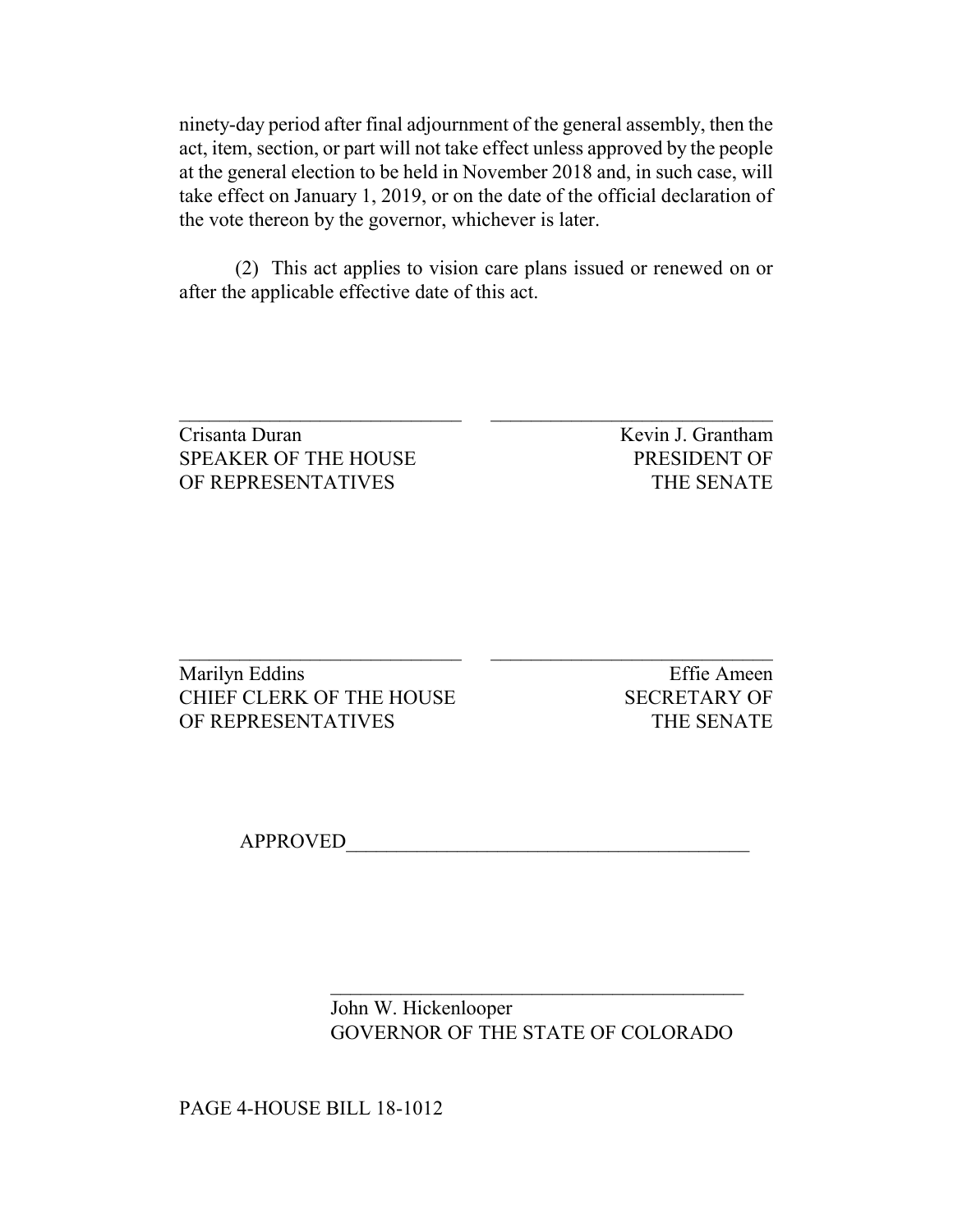ninety-day period after final adjournment of the general assembly, then the act, item, section, or part will not take effect unless approved by the people at the general election to be held in November 2018 and, in such case, will take effect on January 1, 2019, or on the date of the official declaration of the vote thereon by the governor, whichever is later.

(2) This act applies to vision care plans issued or renewed on or after the applicable effective date of this act.

____________________________ ____________________________

Crisanta Duran
SPEAKER OF THE HOUSE
OF REPRESENTATIVES

Kevin J. Grantham
PRESIDENT OF
THE SENATE

____________________________ ____________________________

Marilyn Eddins
CHIEF CLERK OF THE HOUSE
OF REPRESENTATIVES

Effie Ameen
SECRETARY OF
THE SENATE

APPROVED________________________________________

____________________________________________

John W. Hickenlooper
GOVERNOR OF THE STATE OF COLORADO

PAGE 4-HOUSE BILL 18-1012